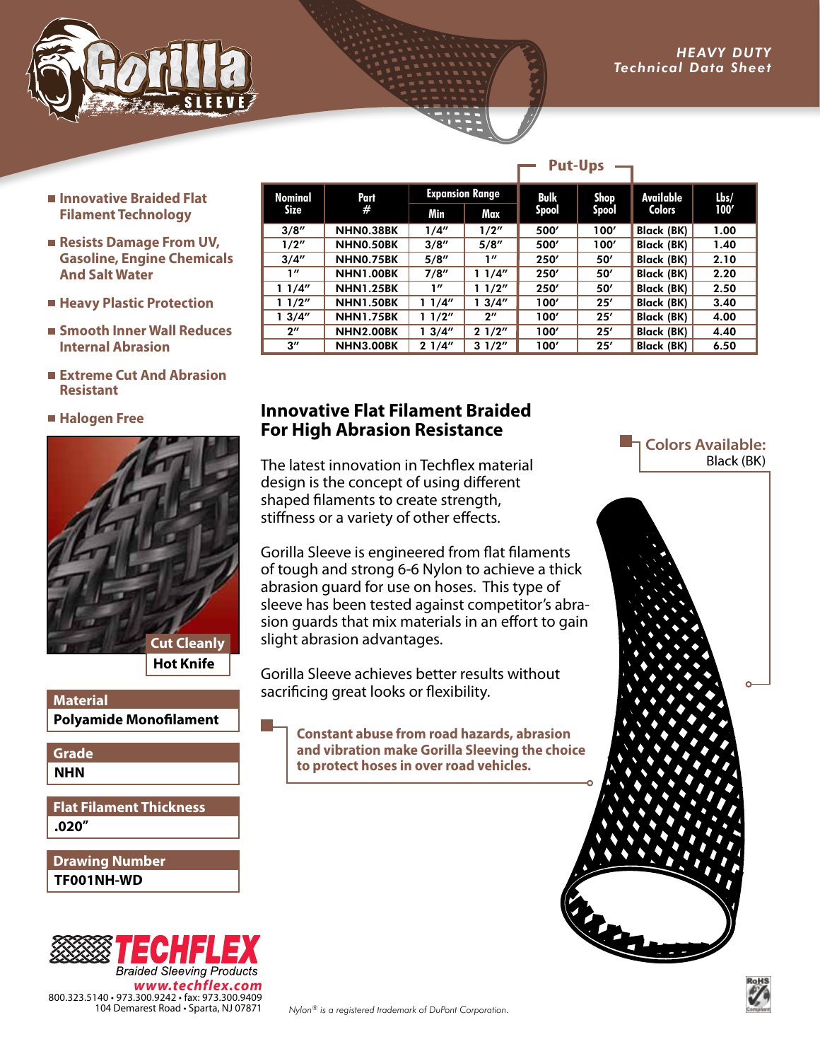**HEAVY DUTY**
**Technical Data Sheet**

- **Innovative Braided Flat Filament Technology**
- **Resists Damage From UV, Gasoline, Engine Chemicals And Salt Water**
- **Heavy Plastic Protection**
- **Smooth Inner Wall Reduces Internal Abrasion**
- **Extreme Cut And Abrasion Resistant**
- **Halogen Free**

| Nominal Size | Part # | Expansion Range | | Put-Ups | | Available Colors | Lbs/ 100′ |
|---|---|---|---|---|---|---|---|
| | | Min | Max | Bulk Spool | Shop Spool | | |
| 3/8″ | NHN0.38BK | 1/4″ | 1/2″ | 500′ | 100′ | Black (BK) | 1.00 |
| 1/2″ | NHN0.50BK | 3/8″ | 5/8″ | 500′ | 100′ | Black (BK) | 1.40 |
| 3/4″ | NHN0.75BK | 5/8″ | 1″ | 250′ | 50′ | Black (BK) | 2.10 |
| 1″ | NHN1.00BK | 7/8″ | 1 1/4″ | 250′ | 50′ | Black (BK) | 2.20 |
| 1 1/4″ | NHN1.25BK | 1″ | 1 1/2″ | 250′ | 50′ | Black (BK) | 2.50 |
| 1 1/2″ | NHN1.50BK | 1 1/4″ | 1 3/4″ | 100′ | 25′ | Black (BK) | 3.40 |
| 1 3/4″ | NHN1.75BK | 1 1/2″ | 2″ | 100′ | 25′ | Black (BK) | 4.00 |
| 2″ | NHN2.00BK | 1 3/4″ | 2 1/2″ | 100′ | 25′ | Black (BK) | 4.40 |
| 3″ | NHN3.00BK | 2 1/4″ | 3 1/2″ | 100′ | 25′ | Black (BK) | 6.50 |

## Innovative Flat Filament Braided For High Abrasion Resistance

The latest innovation in Techflex material design is the concept of using different shaped filaments to create strength, stiffness or a variety of other effects.

Gorilla Sleeve is engineered from flat filaments of tough and strong 6-6 Nylon to achieve a thick abrasion guard for use on hoses. This type of sleeve has been tested against competitor's abrasion guards that mix materials in an effort to gain slight abrasion advantages.

Gorilla Sleeve achieves better results without sacrificing great looks or flexibility.

**Constant abuse from road hazards, abrasion and vibration make Gorilla Sleeving the choice to protect hoses in over road vehicles.**

**Colors Available:**
Black (BK)

**Cut Cleanly**
**Hot Knife**

**Material**
**Polyamide Monofilament**

**Grade**
**NHN**

**Flat Filament Thickness**
**.020″**

**Drawing Number**
**TF001NH-WD**

**TECHFLEX**
Braided Sleeving Products
www.techflex.com
800.323.5140 • 973.300.9242 • fax: 973.300.9409
104 Demarest Road • Sparta, NJ 07871

*Nylon® is a registered trademark of DuPont Corporation.*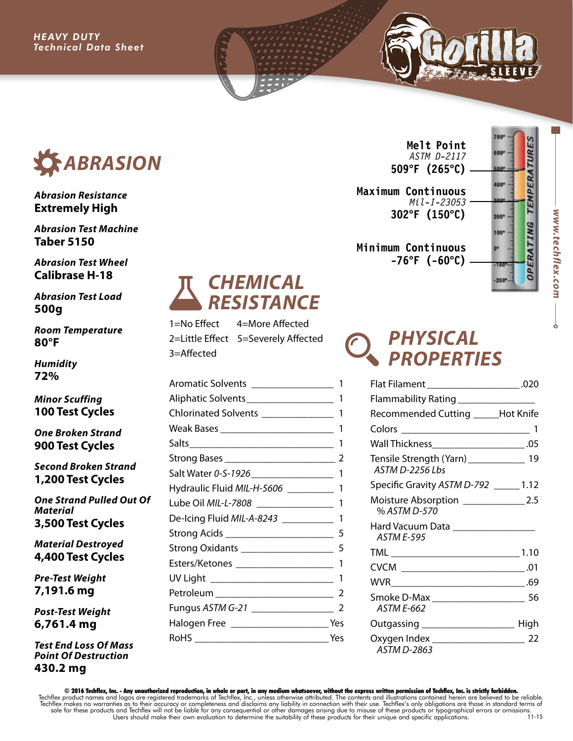HEAVY DUTY
Technical Data Sheet

Gorilla SLEEVE

## ABRASION

*Abrasion Resistance*
**Extremely High**

*Abrasion Test Machine*
**Taber 5150**

*Abrasion Test Wheel*
**Calibrase H-18**

*Abrasion Test Load*
**500g**

*Room Temperature*
**80°F**

*Humidity*
**72%**

*Minor Scuffing*
**100 Test Cycles**

*One Broken Strand*
**900 Test Cycles**

*Second Broken Strand*
**1,200 Test Cycles**

*One Strand Pulled Out Of Material*
**3,500 Test Cycles**

*Material Destroyed*
**4,400 Test Cycles**

*Pre-Test Weight*
**7,191.6 mg**

*Post-Test Weight*
**6,761.4 mg**

*Test End Loss Of Mass Point Of Destruction*
**430.2 mg**

## CHEMICAL RESISTANCE

1=No Effect 4=More Affected
2=Little Effect 5=Severely Affected
3=Affected

| | |
|---|---|
| Aromatic Solvents | 1 |
| Aliphatic Solvents | 1 |
| Chlorinated Solvents | 1 |
| Weak Bases | 1 |
| Salts | 1 |
| Strong Bases | 2 |
| Salt Water *0-S-1926* | 1 |
| Hydraulic Fluid *MIL-H-5606* | 1 |
| Lube Oil *MIL-L-7808* | 1 |
| De-Icing Fluid *MIL-A-8243* | 1 |
| Strong Acids | 5 |
| Strong Oxidants | 5 |
| Esters/Ketones | 1 |
| UV Light | 1 |
| Petroleum | 2 |
| Fungus *ASTM G-21* | 2 |
| Halogen Free | Yes |
| RoHS | Yes |

**Melt Point**
*ASTM D-2117*
**509°F (265°C)**

**Maximum Continuous**
*Mil-I-23053*
**302°F (150°C)**

**Minimum Continuous**
**-76°F (-60°C)**

OPERATING TEMPERATURES
700°
600°
500°
400°
300°
200°
100°
0°
-100°
-200°

## PHYSICAL PROPERTIES

| | |
|---|---|
| Flat Filament | .020 |
| Flammability Rating | |
| Recommended Cutting | Hot Knife |
| Colors | 1 |
| Wall Thickness | .05 |
| Tensile Strength (Yarn) *ASTM D-2256 Lbs* | 19 |
| Specific Gravity *ASTM D-792* | 1.12 |
| Moisture Absorption *% ASTM D-570* | 2.5 |
| Hard Vacuum Data *ASTM E-595* | |
| TML | 1.10 |
| CVCM | .01 |
| WVR | .69 |
| Smoke D-Max *ASTM E-662* | 56 |
| Outgassing | High |
| Oxygen Index *ASTM D-2863* | 22 |

www.techflex.com

**© 2016 Techflex, Inc. - Any unauthorized reproduction, in whole or part, in any medium whatsoever, without the express written permission of Techflex, Inc. is strictly forbidden.**
Techflex product names and logos are registered trademarks of Techflex, Inc., unless otherwise attributed. The contents and illustrations contained herein are believed to be reliable. Techflex makes no warranties as to their accuracy or completeness and disclaims any liability in connection with their use. Techflex's only obligations are those in standard terms of sale for these products and Techflex will not be liable for any consequential or other damages arising due to misuse of these products or typographical errors or omissions. Users should make their own evaluation to determine the suitability of these products for their unique and specific applications.
11-15